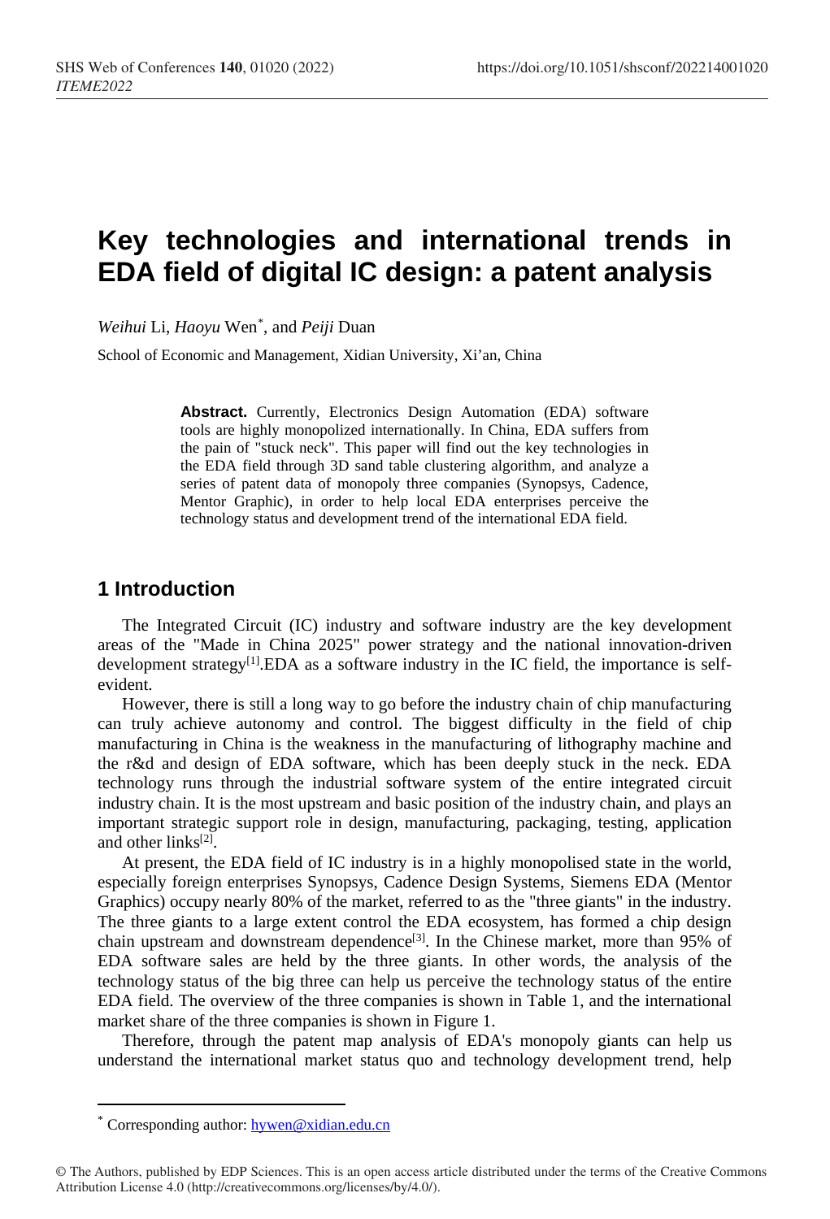# Key technologies and international trends in EDA field of digital IC design: a patent analysis

*Weihui* Li, *Haoyu* Wen*, and *Peiji* Duan

School of Economic and Management, Xidian University, Xi'an, China

**Abstract.** Currently, Electronics Design Automation (EDA) software tools are highly monopolized internationally. In China, EDA suffers from the pain of "stuck neck". This paper will find out the key technologies in the EDA field through 3D sand table clustering algorithm, and analyze a series of patent data of monopoly three companies (Synopsys, Cadence, Mentor Graphic), in order to help local EDA enterprises perceive the technology status and development trend of the international EDA field.

## 1 Introduction

The Integrated Circuit (IC) industry and software industry are the key development areas of the "Made in China 2025" power strategy and the national innovation-driven development strategy[1].EDA as a software industry in the IC field, the importance is self-evident.

However, there is still a long way to go before the industry chain of chip manufacturing can truly achieve autonomy and control. The biggest difficulty in the field of chip manufacturing in China is the weakness in the manufacturing of lithography machine and the r&d and design of EDA software, which has been deeply stuck in the neck. EDA technology runs through the industrial software system of the entire integrated circuit industry chain. It is the most upstream and basic position of the industry chain, and plays an important strategic support role in design, manufacturing, packaging, testing, application and other links[2].

At present, the EDA field of IC industry is in a highly monopolised state in the world, especially foreign enterprises Synopsys, Cadence Design Systems, Siemens EDA (Mentor Graphics) occupy nearly 80% of the market, referred to as the "three giants" in the industry. The three giants to a large extent control the EDA ecosystem, has formed a chip design chain upstream and downstream dependence[3]. In the Chinese market, more than 95% of EDA software sales are held by the three giants. In other words, the analysis of the technology status of the big three can help us perceive the technology status of the entire EDA field. The overview of the three companies is shown in Table 1, and the international market share of the three companies is shown in Figure 1.

Therefore, through the patent map analysis of EDA's monopoly giants can help us understand the international market status quo and technology development trend, help

---

* Corresponding author: hywen@xidian.edu.cn

© The Authors, published by EDP Sciences. This is an open access article distributed under the terms of the Creative Commons Attribution License 4.0 (http://creativecommons.org/licenses/by/4.0/).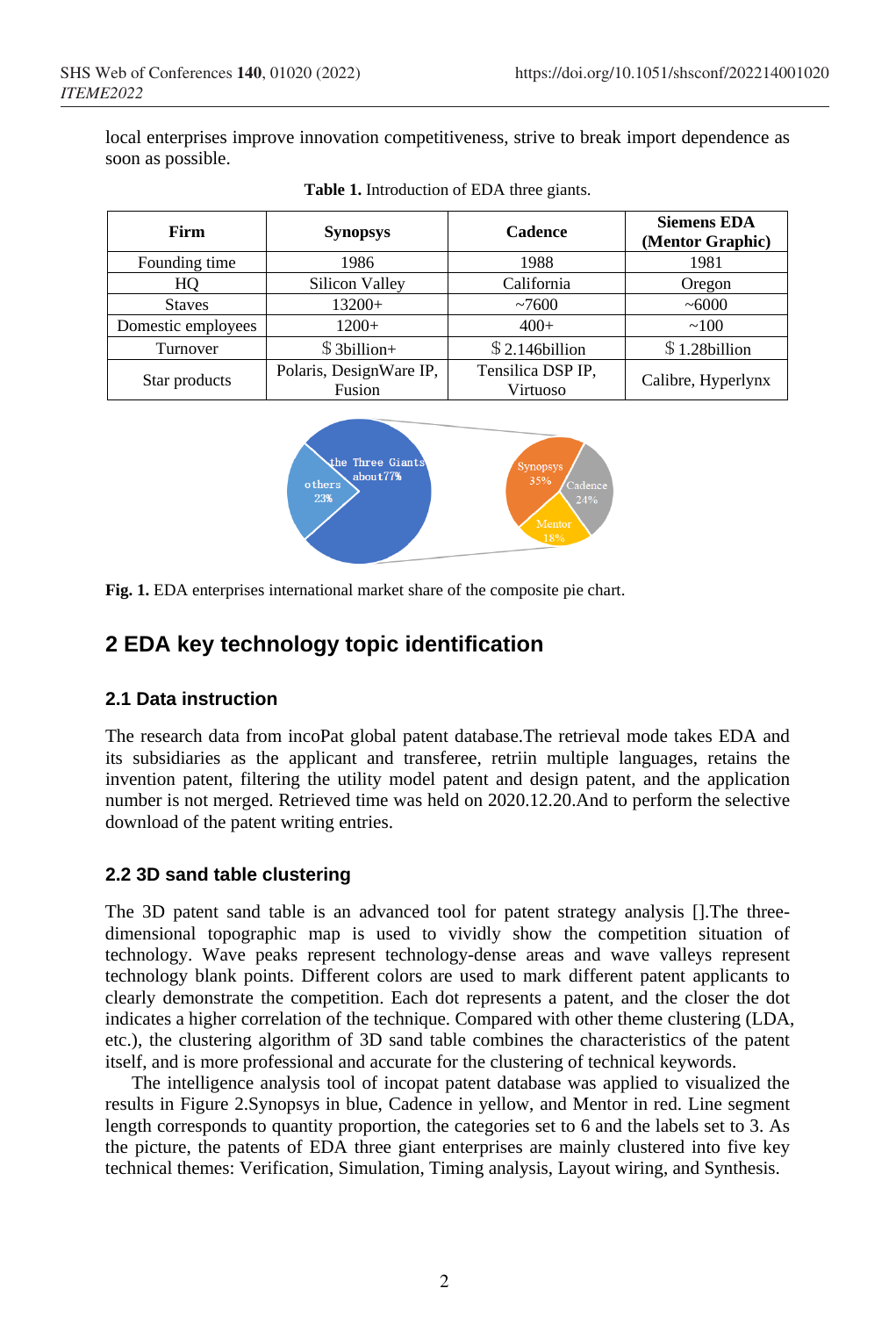local enterprises improve innovation competitiveness, strive to break import dependence as soon as possible.

**Table 1.** Introduction of EDA three giants.

| Firm | Synopsys | Cadence | Siemens EDA (Mentor Graphic) |
|---|---|---|---|
| Founding time | 1986 | 1988 | 1981 |
| HQ | Silicon Valley | California | Oregon |
| Staves | 13200+ | ~7600 | ~6000 |
| Domestic employees | 1200+ | 400+ | ~100 |
| Turnover | $ 3billion+ | $ 2.146billion | $ 1.28billion |
| Star products | Polaris, DesignWare IP, Fusion | Tensilica DSP IP, Virtuoso | Calibre, Hyperlynx |

**Fig. 1.** EDA enterprises international market share of the composite pie chart.

## 2 EDA key technology topic identification

### 2.1 Data instruction

The research data from incoPat global patent database.The retrieval mode takes EDA and its subsidiaries as the applicant and transferee, retriin multiple languages, retains the invention patent, filtering the utility model patent and design patent, and the application number is not merged. Retrieved time was held on 2020.12.20.And to perform the selective download of the patent writing entries.

### 2.2 3D sand table clustering

The 3D patent sand table is an advanced tool for patent strategy analysis [].The three-dimensional topographic map is used to vividly show the competition situation of technology. Wave peaks represent technology-dense areas and wave valleys represent technology blank points. Different colors are used to mark different patent applicants to clearly demonstrate the competition. Each dot represents a patent, and the closer the dot indicates a higher correlation of the technique. Compared with other theme clustering (LDA, etc.), the clustering algorithm of 3D sand table combines the characteristics of the patent itself, and is more professional and accurate for the clustering of technical keywords.

The intelligence analysis tool of incopat patent database was applied to visualized the results in Figure 2.Synopsys in blue, Cadence in yellow, and Mentor in red. Line segment length corresponds to quantity proportion, the categories set to 6 and the labels set to 3. As the picture, the patents of EDA three giant enterprises are mainly clustered into five key technical themes: Verification, Simulation, Timing analysis, Layout wiring, and Synthesis.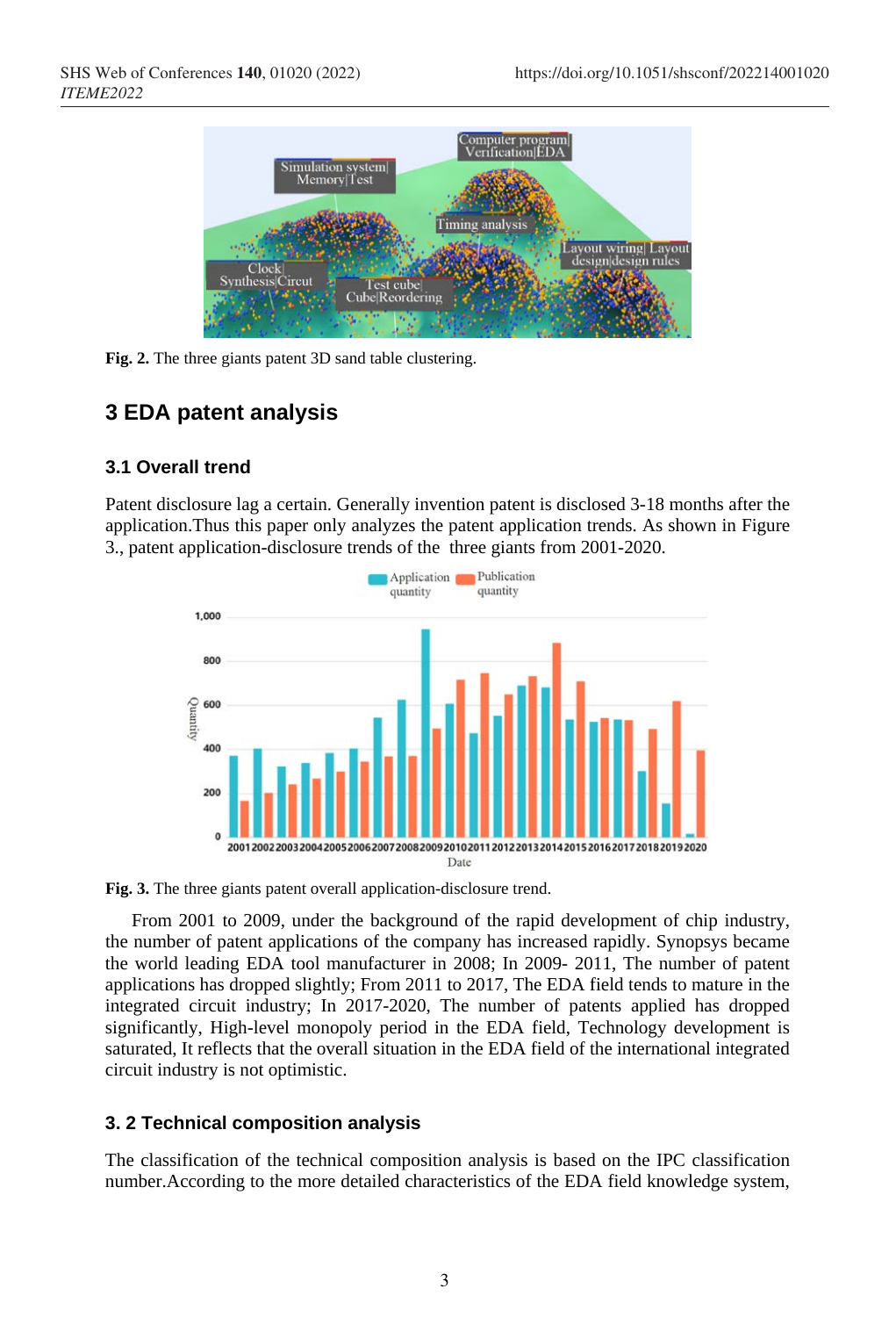**Fig. 2.** The three giants patent 3D sand table clustering.

## 3 EDA patent analysis

### 3.1 Overall trend

Patent disclosure lag a certain. Generally invention patent is disclosed 3-18 months after the application.Thus this paper only analyzes the patent application trends. As shown in Figure 3., patent application-disclosure trends of the three giants from 2001-2020.

**Fig. 3.** The three giants patent overall application-disclosure trend.

From 2001 to 2009, under the background of the rapid development of chip industry, the number of patent applications of the company has increased rapidly. Synopsys became the world leading EDA tool manufacturer in 2008; In 2009- 2011, The number of patent applications has dropped slightly; From 2011 to 2017, The EDA field tends to mature in the integrated circuit industry; In 2017-2020, The number of patents applied has dropped significantly, High-level monopoly period in the EDA field, Technology development is saturated, It reflects that the overall situation in the EDA field of the international integrated circuit industry is not optimistic.

### 3. 2 Technical composition analysis

The classification of the technical composition analysis is based on the IPC classification number.According to the more detailed characteristics of the EDA field knowledge system,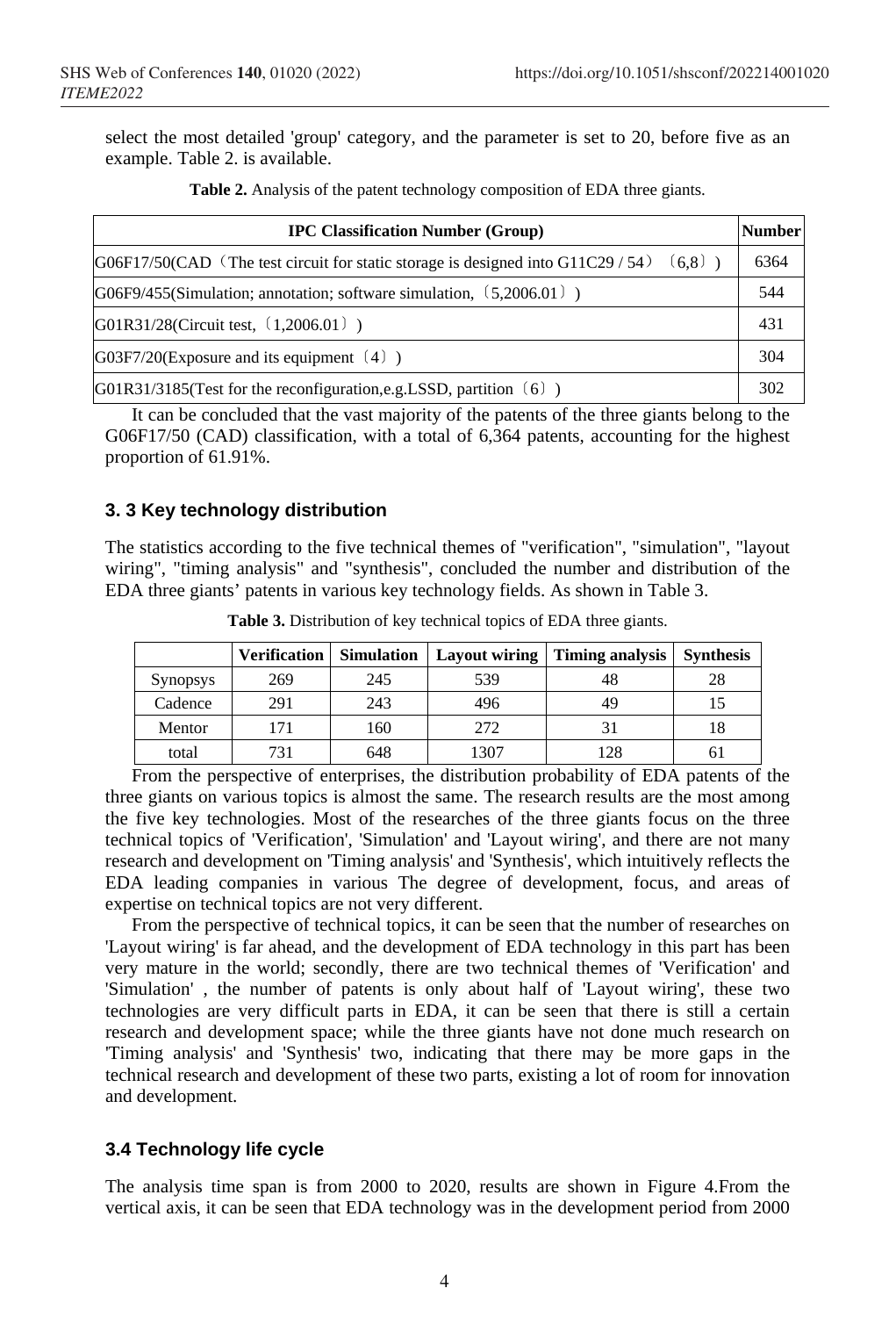select the most detailed 'group' category, and the parameter is set to 20, before five as an example. Table 2. is available.

**Table 2.** Analysis of the patent technology composition of EDA three giants.

| IPC Classification Number (Group) | Number |
|---|---|
| G06F17/50(CAD（The test circuit for static storage is designed into G11C29 / 54）〔6,8〕) | 6364 |
| G06F9/455(Simulation; annotation; software simulation,〔5,2006.01〕) | 544 |
| G01R31/28(Circuit test,〔1,2006.01〕) | 431 |
| G03F7/20(Exposure and its equipment〔4〕) | 304 |
| G01R31/3185(Test for the reconfiguration,e.g.LSSD, partition〔6〕) | 302 |

It can be concluded that the vast majority of the patents of the three giants belong to the G06F17/50 (CAD) classification, with a total of 6,364 patents, accounting for the highest proportion of 61.91%.

### 3. 3 Key technology distribution

The statistics according to the five technical themes of "verification", "simulation", "layout wiring", "timing analysis" and "synthesis", concluded the number and distribution of the EDA three giants' patents in various key technology fields. As shown in Table 3.

**Table 3.** Distribution of key technical topics of EDA three giants.

| | Verification | Simulation | Layout wiring | Timing analysis | Synthesis |
|---|---|---|---|---|---|
| Synopsys | 269 | 245 | 539 | 48 | 28 |
| Cadence | 291 | 243 | 496 | 49 | 15 |
| Mentor | 171 | 160 | 272 | 31 | 18 |
| total | 731 | 648 | 1307 | 128 | 61 |

From the perspective of enterprises, the distribution probability of EDA patents of the three giants on various topics is almost the same. The research results are the most among the five key technologies. Most of the researches of the three giants focus on the three technical topics of 'Verification', 'Simulation' and 'Layout wiring', and there are not many research and development on 'Timing analysis' and 'Synthesis', which intuitively reflects the EDA leading companies in various The degree of development, focus, and areas of expertise on technical topics are not very different.

From the perspective of technical topics, it can be seen that the number of researches on 'Layout wiring' is far ahead, and the development of EDA technology in this part has been very mature in the world; secondly, there are two technical themes of 'Verification' and 'Simulation' , the number of patents is only about half of 'Layout wiring', these two technologies are very difficult parts in EDA, it can be seen that there is still a certain research and development space; while the three giants have not done much research on 'Timing analysis' and 'Synthesis' two, indicating that there may be more gaps in the technical research and development of these two parts, existing a lot of room for innovation and development.

### 3.4 Technology life cycle

The analysis time span is from 2000 to 2020, results are shown in Figure 4.From the vertical axis, it can be seen that EDA technology was in the development period from 2000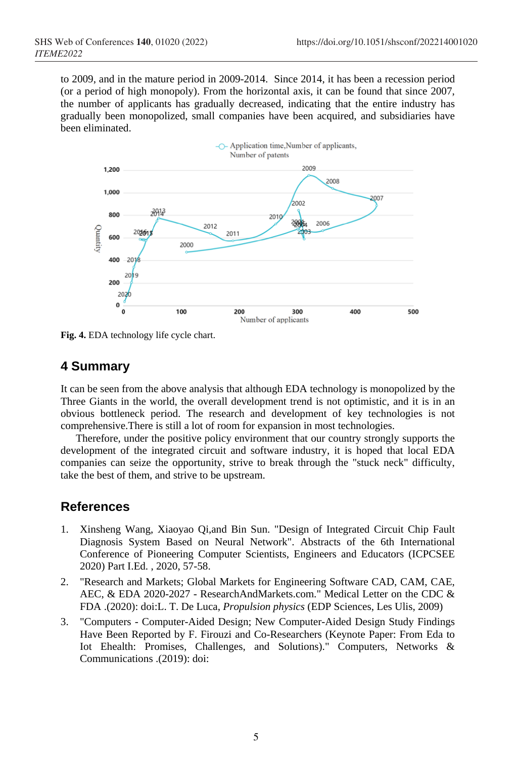to 2009, and in the mature period in 2009-2014. Since 2014, it has been a recession period (or a period of high monopoly). From the horizontal axis, it can be found that since 2007, the number of applicants has gradually decreased, indicating that the entire industry has gradually been monopolized, small companies have been acquired, and subsidiaries have been eliminated.

Application time,Number of applicants, Number of patents

Quantity

1,200
1,000
800
600
400
200
0

0
100
200
300
400
500

Number of applicants

2009
2008
2007
2002
2010
2006
2013
2014
2012
2011
2016
2015
2000
2018
2019
2020
2001
2004
2003

**Fig. 4.** EDA technology life cycle chart.

## 4 Summary

It can be seen from the above analysis that although EDA technology is monopolized by the Three Giants in the world, the overall development trend is not optimistic, and it is in an obvious bottleneck period. The research and development of key technologies is not comprehensive.There is still a lot of room for expansion in most technologies.

Therefore, under the positive policy environment that our country strongly supports the development of the integrated circuit and software industry, it is hoped that local EDA companies can seize the opportunity, strive to break through the "stuck neck" difficulty, take the best of them, and strive to be upstream.

## References

1. Xinsheng Wang, Xiaoyao Qi,and Bin Sun. "Design of Integrated Circuit Chip Fault Diagnosis System Based on Neural Network". Abstracts of the 6th International Conference of Pioneering Computer Scientists, Engineers and Educators (ICPCSEE 2020) Part I.Ed. , 2020, 57-58.
2. "Research and Markets; Global Markets for Engineering Software CAD, CAM, CAE, AEC, & EDA 2020-2027 - ResearchAndMarkets.com." Medical Letter on the CDC & FDA .(2020): doi:L. T. De Luca, *Propulsion physics* (EDP Sciences, Les Ulis, 2009)
3. "Computers - Computer-Aided Design; New Computer-Aided Design Study Findings Have Been Reported by F. Firouzi and Co-Researchers (Keynote Paper: From Eda to Iot Ehealth: Promises, Challenges, and Solutions)." Computers, Networks & Communications .(2019): doi: